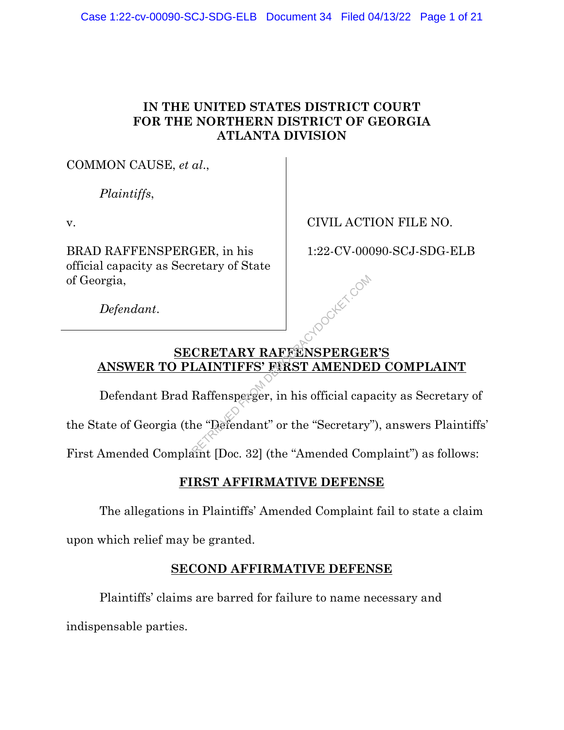**IN THE UNITED STATES DISTRICT COURT
FOR THE NORTHERN DISTRICT OF GEORGIA
ATLANTA DIVISION**

COMMON CAUSE, *et al*.,

*Plaintiffs*,

v.

BRAD RAFFENSPERGER, in his official capacity as Secretary of State of Georgia,

*Defendant*.

CIVIL ACTION FILE NO.

1:22-CV-00090-SCJ-SDG-ELB

## SECRETARY RAFFENSPERGER'S ANSWER TO PLAINTIFFS' FIRST AMENDED COMPLAINT

Defendant Brad Raffensperger, in his official capacity as Secretary of the State of Georgia (the "Defendant" or the "Secretary"), answers Plaintiffs' First Amended Complaint [Doc. 32] (the "Amended Complaint") as follows:

### FIRST AFFIRMATIVE DEFENSE

The allegations in Plaintiffs' Amended Complaint fail to state a claim upon which relief may be granted.

### SECOND AFFIRMATIVE DEFENSE

Plaintiffs' claims are barred for failure to name necessary and indispensable parties.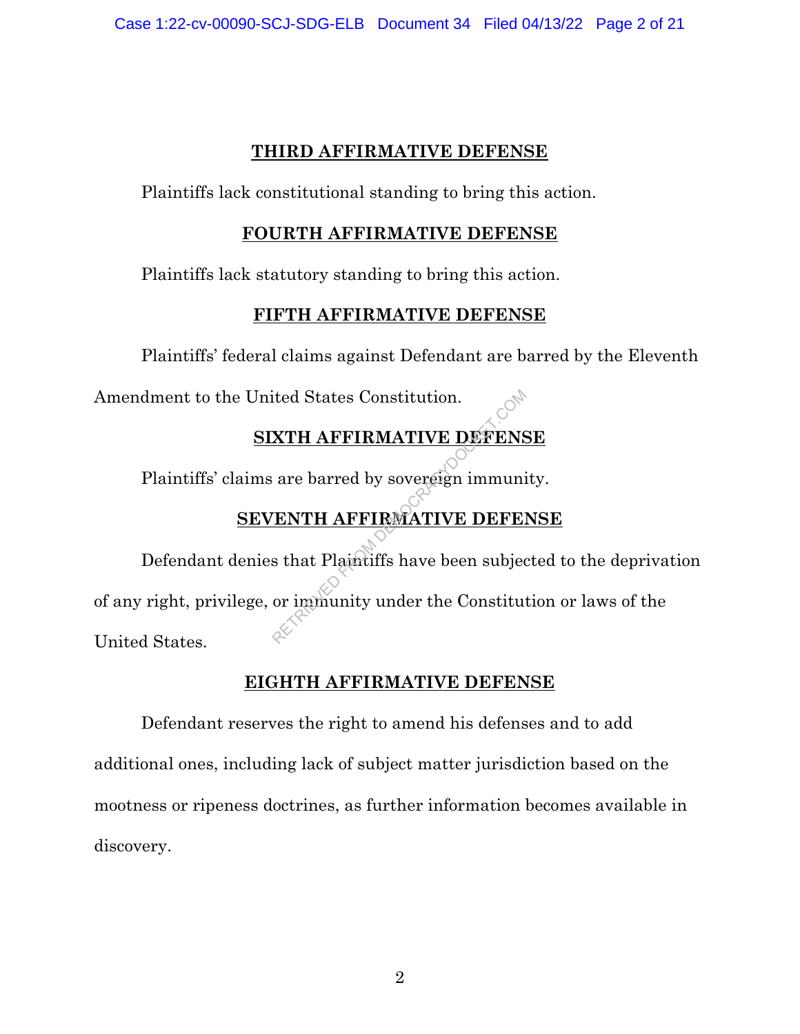**THIRD AFFIRMATIVE DEFENSE**

Plaintiffs lack constitutional standing to bring this action.

**FOURTH AFFIRMATIVE DEFENSE**

Plaintiffs lack statutory standing to bring this action.

**FIFTH AFFIRMATIVE DEFENSE**

Plaintiffs' federal claims against Defendant are barred by the Eleventh Amendment to the United States Constitution.

**SIXTH AFFIRMATIVE DEFENSE**

Plaintiffs' claims are barred by sovereign immunity.

**SEVENTH AFFIRMATIVE DEFENSE**

Defendant denies that Plaintiffs have been subjected to the deprivation of any right, privilege, or immunity under the Constitution or laws of the United States.

**EIGHTH AFFIRMATIVE DEFENSE**

Defendant reserves the right to amend his defenses and to add additional ones, including lack of subject matter jurisdiction based on the mootness or ripeness doctrines, as further information becomes available in discovery.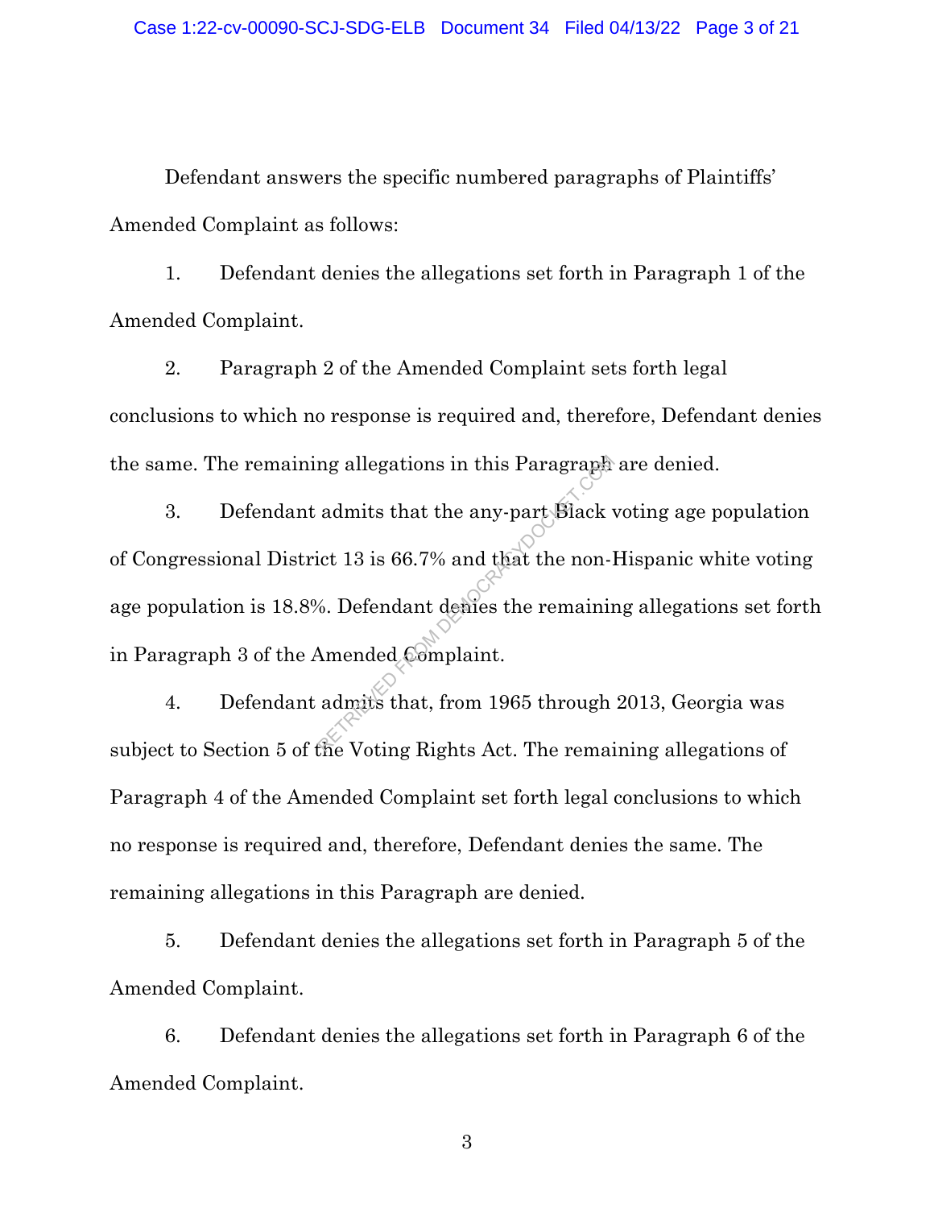Defendant answers the specific numbered paragraphs of Plaintiffs' Amended Complaint as follows:

1. Defendant denies the allegations set forth in Paragraph 1 of the Amended Complaint.

2. Paragraph 2 of the Amended Complaint sets forth legal conclusions to which no response is required and, therefore, Defendant denies the same. The remaining allegations in this Paragraph are denied.

3. Defendant admits that the any-part Black voting age population of Congressional District 13 is 66.7% and that the non-Hispanic white voting age population is 18.8%. Defendant denies the remaining allegations set forth in Paragraph 3 of the Amended Complaint.

4. Defendant admits that, from 1965 through 2013, Georgia was subject to Section 5 of the Voting Rights Act. The remaining allegations of Paragraph 4 of the Amended Complaint set forth legal conclusions to which no response is required and, therefore, Defendant denies the same. The remaining allegations in this Paragraph are denied.

5. Defendant denies the allegations set forth in Paragraph 5 of the Amended Complaint.

6. Defendant denies the allegations set forth in Paragraph 6 of the Amended Complaint.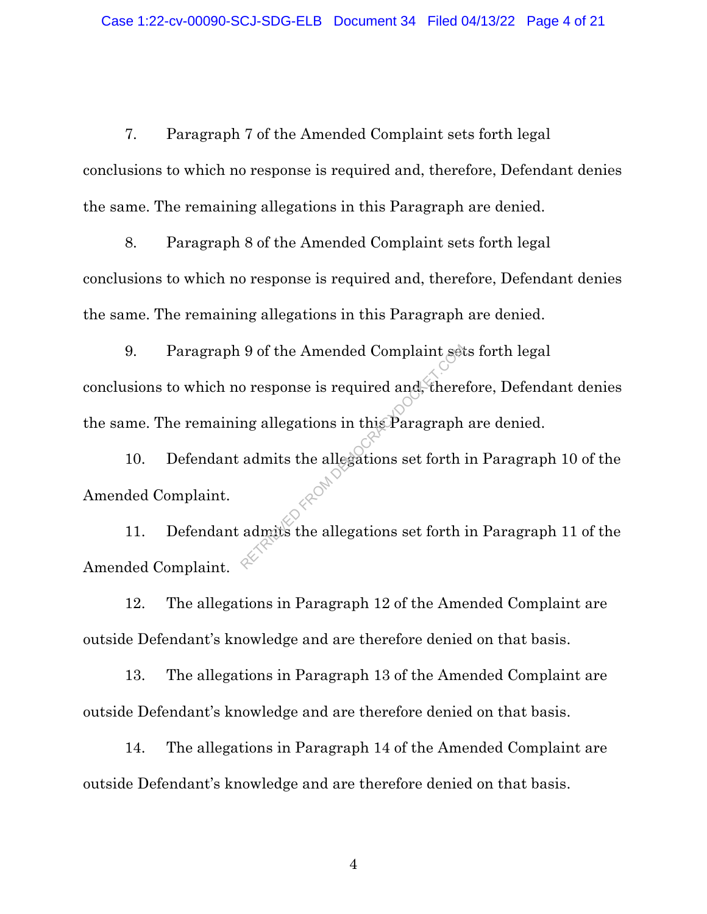7. Paragraph 7 of the Amended Complaint sets forth legal conclusions to which no response is required and, therefore, Defendant denies the same. The remaining allegations in this Paragraph are denied.

8. Paragraph 8 of the Amended Complaint sets forth legal conclusions to which no response is required and, therefore, Defendant denies the same. The remaining allegations in this Paragraph are denied.

9. Paragraph 9 of the Amended Complaint sets forth legal conclusions to which no response is required and, therefore, Defendant denies the same. The remaining allegations in this Paragraph are denied.

10. Defendant admits the allegations set forth in Paragraph 10 of the Amended Complaint.

11. Defendant admits the allegations set forth in Paragraph 11 of the Amended Complaint.

12. The allegations in Paragraph 12 of the Amended Complaint are outside Defendant's knowledge and are therefore denied on that basis.

13. The allegations in Paragraph 13 of the Amended Complaint are outside Defendant's knowledge and are therefore denied on that basis.

14. The allegations in Paragraph 14 of the Amended Complaint are outside Defendant's knowledge and are therefore denied on that basis.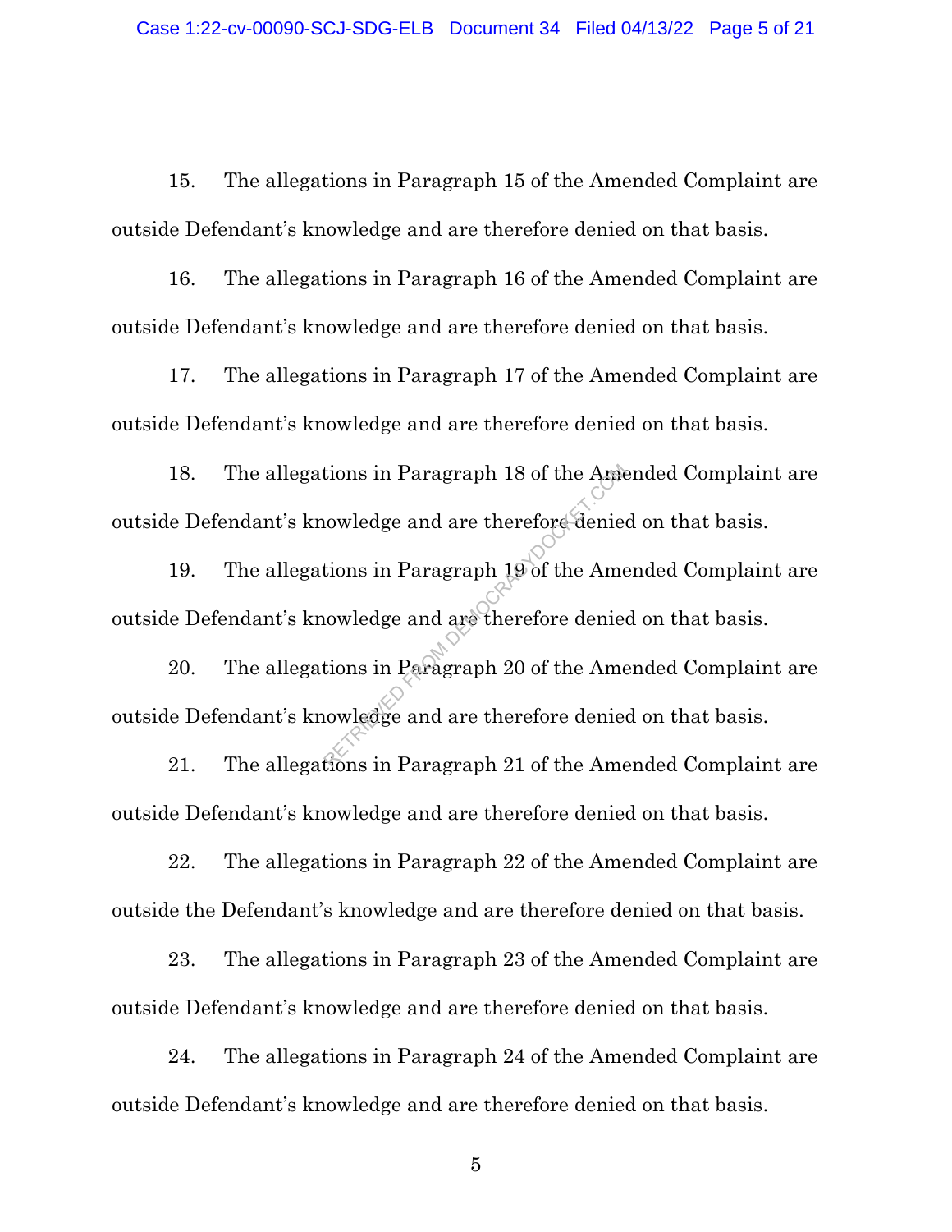15. The allegations in Paragraph 15 of the Amended Complaint are outside Defendant's knowledge and are therefore denied on that basis.

16. The allegations in Paragraph 16 of the Amended Complaint are outside Defendant's knowledge and are therefore denied on that basis.

17. The allegations in Paragraph 17 of the Amended Complaint are outside Defendant's knowledge and are therefore denied on that basis.

18. The allegations in Paragraph 18 of the Amended Complaint are outside Defendant's knowledge and are therefore denied on that basis.

19. The allegations in Paragraph 19 of the Amended Complaint are outside Defendant's knowledge and are therefore denied on that basis.

20. The allegations in Paragraph 20 of the Amended Complaint are outside Defendant's knowledge and are therefore denied on that basis.

21. The allegations in Paragraph 21 of the Amended Complaint are outside Defendant's knowledge and are therefore denied on that basis.

22. The allegations in Paragraph 22 of the Amended Complaint are outside the Defendant's knowledge and are therefore denied on that basis.

23. The allegations in Paragraph 23 of the Amended Complaint are outside Defendant's knowledge and are therefore denied on that basis.

24. The allegations in Paragraph 24 of the Amended Complaint are outside Defendant's knowledge and are therefore denied on that basis.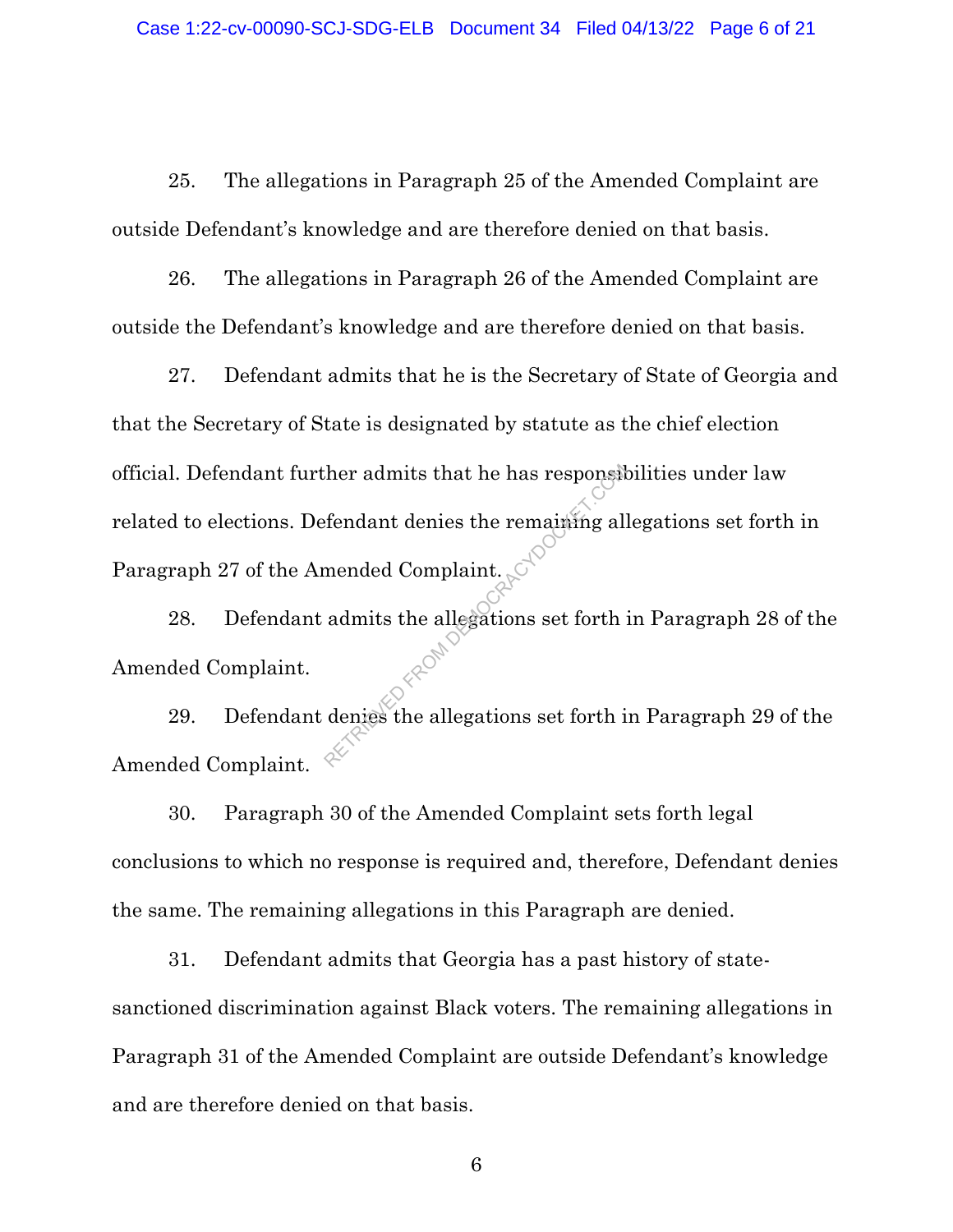25. The allegations in Paragraph 25 of the Amended Complaint are outside Defendant's knowledge and are therefore denied on that basis.

26. The allegations in Paragraph 26 of the Amended Complaint are outside the Defendant's knowledge and are therefore denied on that basis.

27. Defendant admits that he is the Secretary of State of Georgia and that the Secretary of State is designated by statute as the chief election official. Defendant further admits that he has responsibilities under law related to elections. Defendant denies the remaining allegations set forth in Paragraph 27 of the Amended Complaint.

28. Defendant admits the allegations set forth in Paragraph 28 of the Amended Complaint.

29. Defendant denies the allegations set forth in Paragraph 29 of the Amended Complaint.

30. Paragraph 30 of the Amended Complaint sets forth legal conclusions to which no response is required and, therefore, Defendant denies the same. The remaining allegations in this Paragraph are denied.

31. Defendant admits that Georgia has a past history of state-sanctioned discrimination against Black voters. The remaining allegations in Paragraph 31 of the Amended Complaint are outside Defendant's knowledge and are therefore denied on that basis.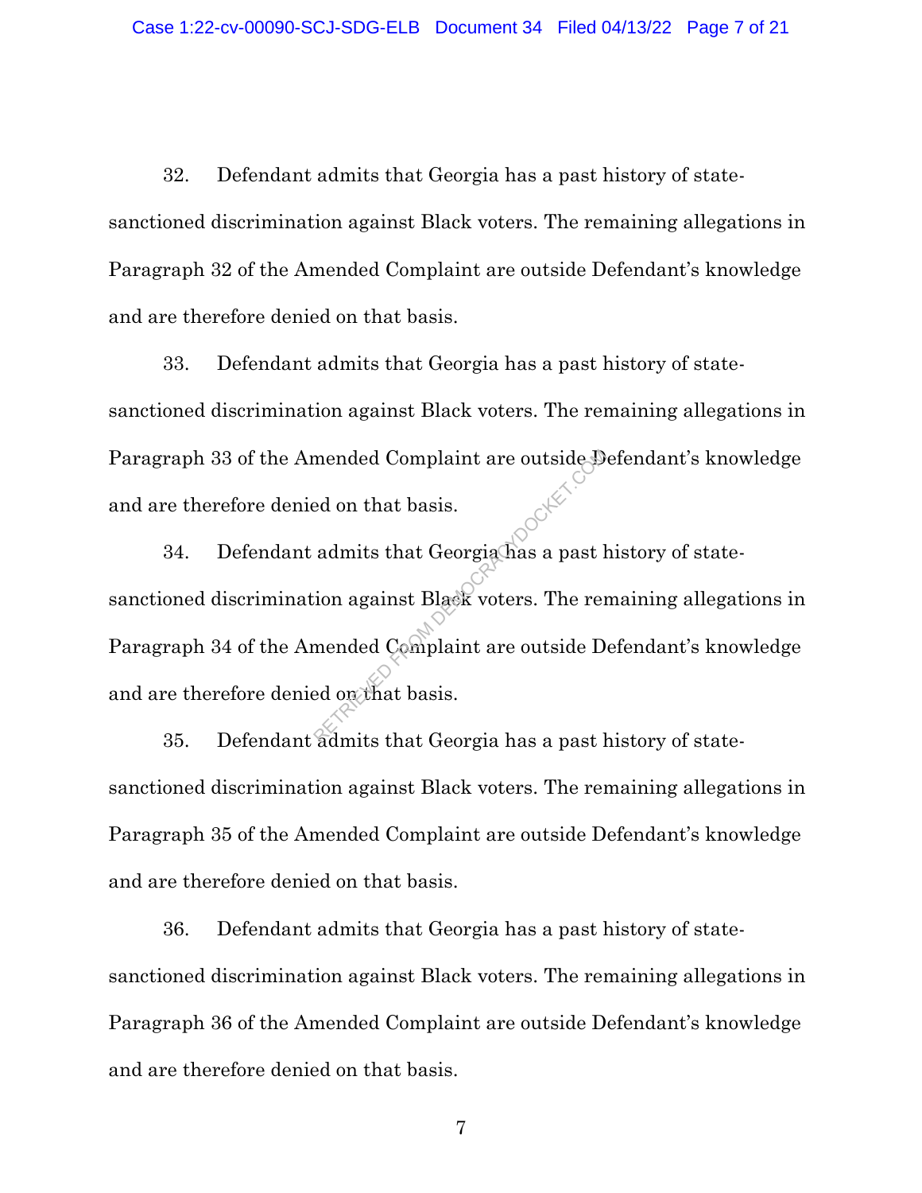32. Defendant admits that Georgia has a past history of state-sanctioned discrimination against Black voters. The remaining allegations in Paragraph 32 of the Amended Complaint are outside Defendant's knowledge and are therefore denied on that basis.

33. Defendant admits that Georgia has a past history of state-sanctioned discrimination against Black voters. The remaining allegations in Paragraph 33 of the Amended Complaint are outside Defendant's knowledge and are therefore denied on that basis.

34. Defendant admits that Georgia has a past history of state-sanctioned discrimination against Black voters. The remaining allegations in Paragraph 34 of the Amended Complaint are outside Defendant's knowledge and are therefore denied on that basis.

35. Defendant admits that Georgia has a past history of state-sanctioned discrimination against Black voters. The remaining allegations in Paragraph 35 of the Amended Complaint are outside Defendant's knowledge and are therefore denied on that basis.

36. Defendant admits that Georgia has a past history of state-sanctioned discrimination against Black voters. The remaining allegations in Paragraph 36 of the Amended Complaint are outside Defendant's knowledge and are therefore denied on that basis.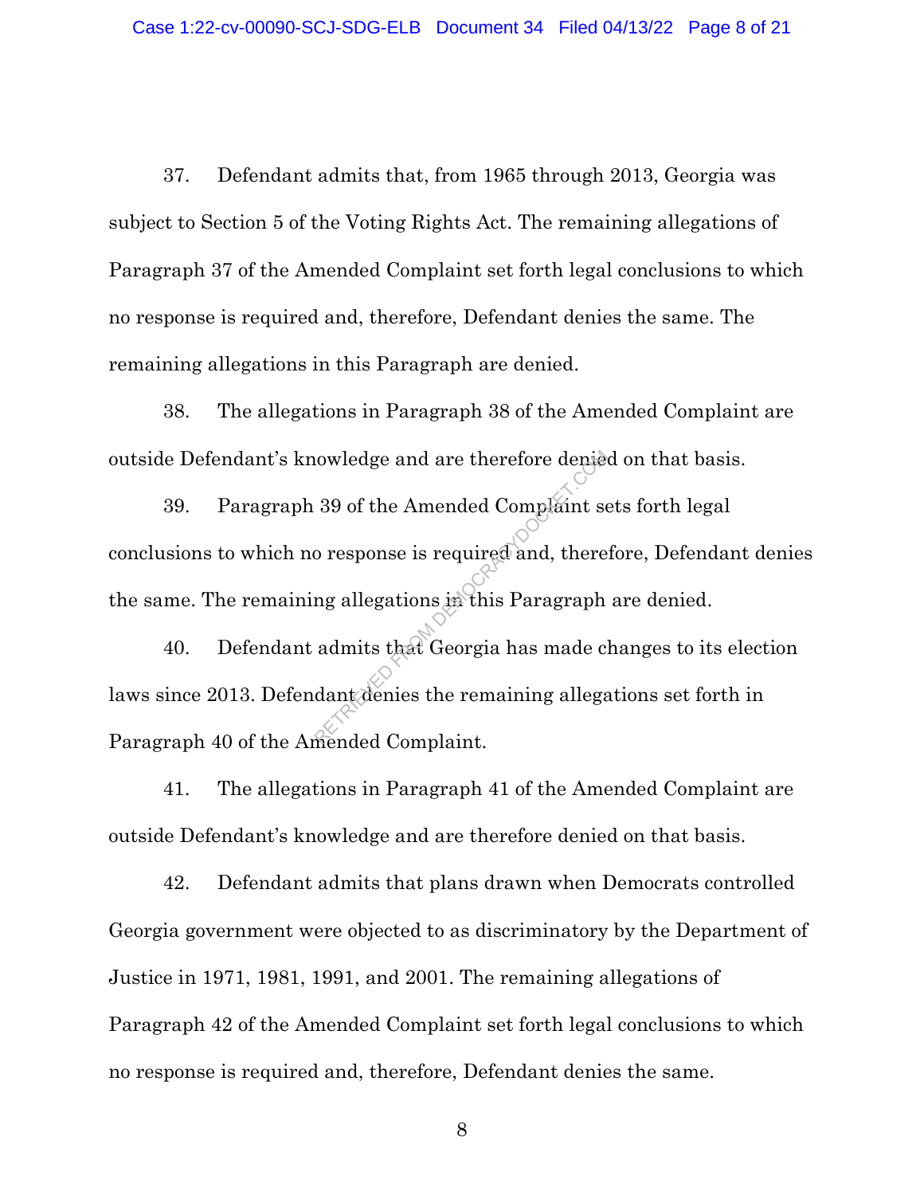37. Defendant admits that, from 1965 through 2013, Georgia was subject to Section 5 of the Voting Rights Act. The remaining allegations of Paragraph 37 of the Amended Complaint set forth legal conclusions to which no response is required and, therefore, Defendant denies the same. The remaining allegations in this Paragraph are denied.

38. The allegations in Paragraph 38 of the Amended Complaint are outside Defendant's knowledge and are therefore denied on that basis.

39. Paragraph 39 of the Amended Complaint sets forth legal conclusions to which no response is required and, therefore, Defendant denies the same. The remaining allegations in this Paragraph are denied.

40. Defendant admits that Georgia has made changes to its election laws since 2013. Defendant denies the remaining allegations set forth in Paragraph 40 of the Amended Complaint.

41. The allegations in Paragraph 41 of the Amended Complaint are outside Defendant's knowledge and are therefore denied on that basis.

42. Defendant admits that plans drawn when Democrats controlled Georgia government were objected to as discriminatory by the Department of Justice in 1971, 1981, 1991, and 2001. The remaining allegations of Paragraph 42 of the Amended Complaint set forth legal conclusions to which no response is required and, therefore, Defendant denies the same.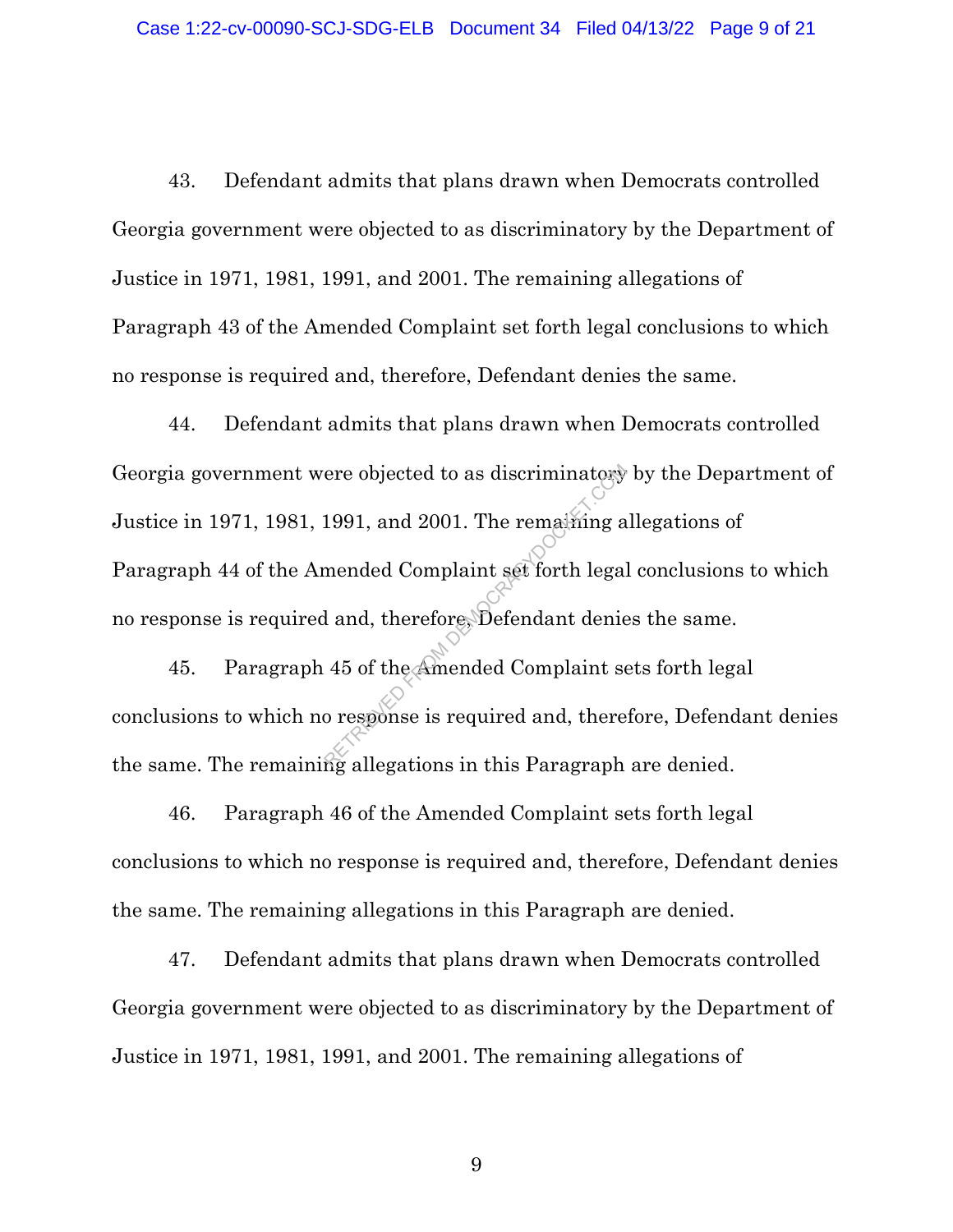43. Defendant admits that plans drawn when Democrats controlled Georgia government were objected to as discriminatory by the Department of Justice in 1971, 1981, 1991, and 2001. The remaining allegations of Paragraph 43 of the Amended Complaint set forth legal conclusions to which no response is required and, therefore, Defendant denies the same.

44. Defendant admits that plans drawn when Democrats controlled Georgia government were objected to as discriminatory by the Department of Justice in 1971, 1981, 1991, and 2001. The remaining allegations of Paragraph 44 of the Amended Complaint set forth legal conclusions to which no response is required and, therefore, Defendant denies the same.

45. Paragraph 45 of the Amended Complaint sets forth legal conclusions to which no response is required and, therefore, Defendant denies the same. The remaining allegations in this Paragraph are denied.

46. Paragraph 46 of the Amended Complaint sets forth legal conclusions to which no response is required and, therefore, Defendant denies the same. The remaining allegations in this Paragraph are denied.

47. Defendant admits that plans drawn when Democrats controlled Georgia government were objected to as discriminatory by the Department of Justice in 1971, 1981, 1991, and 2001. The remaining allegations of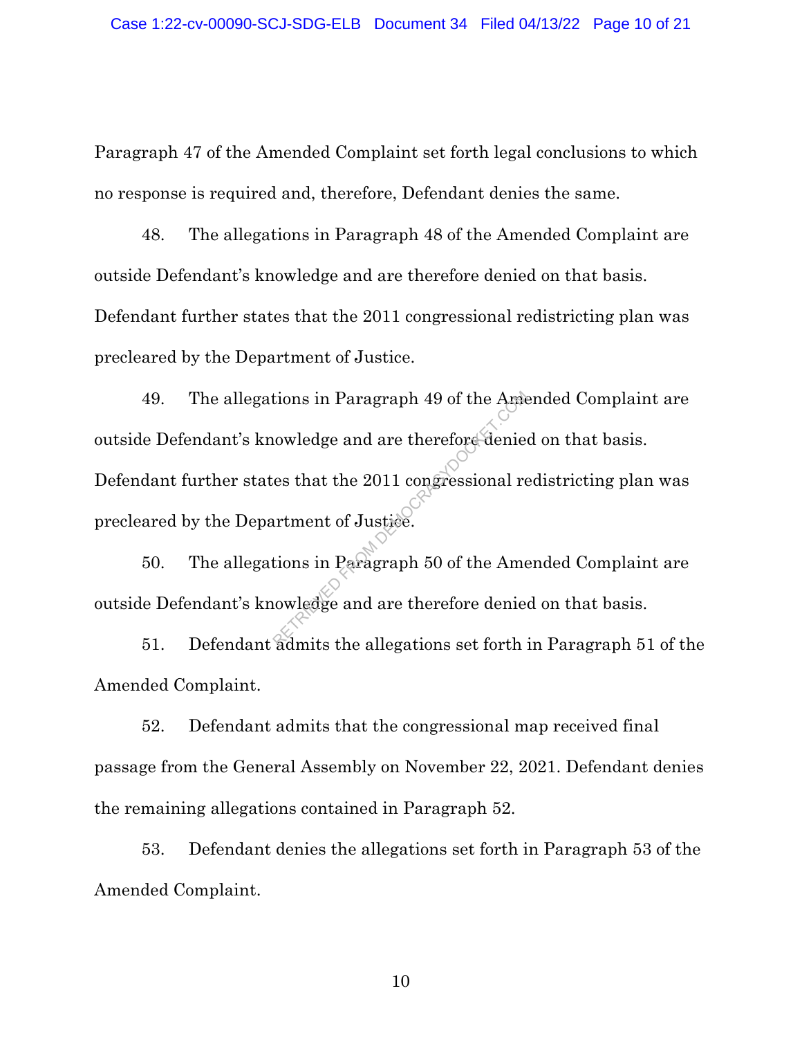Paragraph 47 of the Amended Complaint set forth legal conclusions to which no response is required and, therefore, Defendant denies the same.

48. The allegations in Paragraph 48 of the Amended Complaint are outside Defendant's knowledge and are therefore denied on that basis. Defendant further states that the 2011 congressional redistricting plan was precleared by the Department of Justice.

49. The allegations in Paragraph 49 of the Amended Complaint are outside Defendant's knowledge and are therefore denied on that basis. Defendant further states that the 2011 congressional redistricting plan was precleared by the Department of Justice.

50. The allegations in Paragraph 50 of the Amended Complaint are outside Defendant's knowledge and are therefore denied on that basis.

51. Defendant admits the allegations set forth in Paragraph 51 of the Amended Complaint.

52. Defendant admits that the congressional map received final passage from the General Assembly on November 22, 2021. Defendant denies the remaining allegations contained in Paragraph 52.

53. Defendant denies the allegations set forth in Paragraph 53 of the Amended Complaint.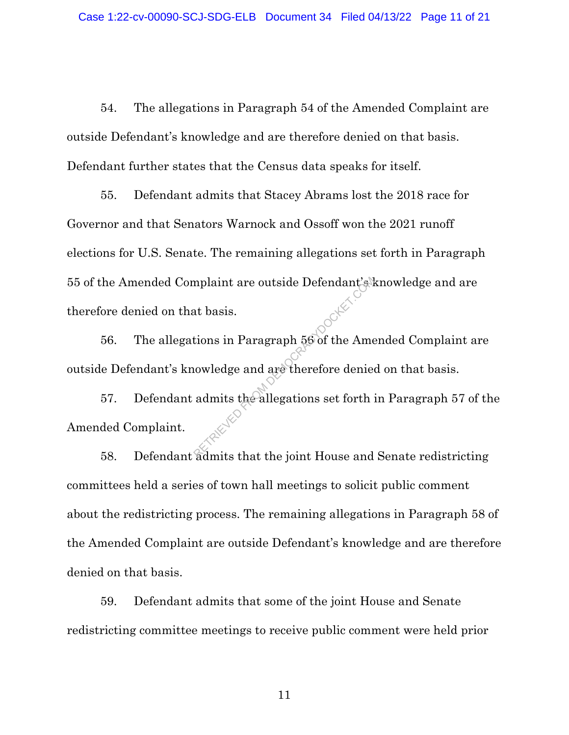54. The allegations in Paragraph 54 of the Amended Complaint are outside Defendant's knowledge and are therefore denied on that basis. Defendant further states that the Census data speaks for itself.

55. Defendant admits that Stacey Abrams lost the 2018 race for Governor and that Senators Warnock and Ossoff won the 2021 runoff elections for U.S. Senate. The remaining allegations set forth in Paragraph 55 of the Amended Complaint are outside Defendant's knowledge and are therefore denied on that basis.

56. The allegations in Paragraph 56 of the Amended Complaint are outside Defendant's knowledge and are therefore denied on that basis.

57. Defendant admits the allegations set forth in Paragraph 57 of the Amended Complaint.

58. Defendant admits that the joint House and Senate redistricting committees held a series of town hall meetings to solicit public comment about the redistricting process. The remaining allegations in Paragraph 58 of the Amended Complaint are outside Defendant's knowledge and are therefore denied on that basis.

59. Defendant admits that some of the joint House and Senate redistricting committee meetings to receive public comment were held prior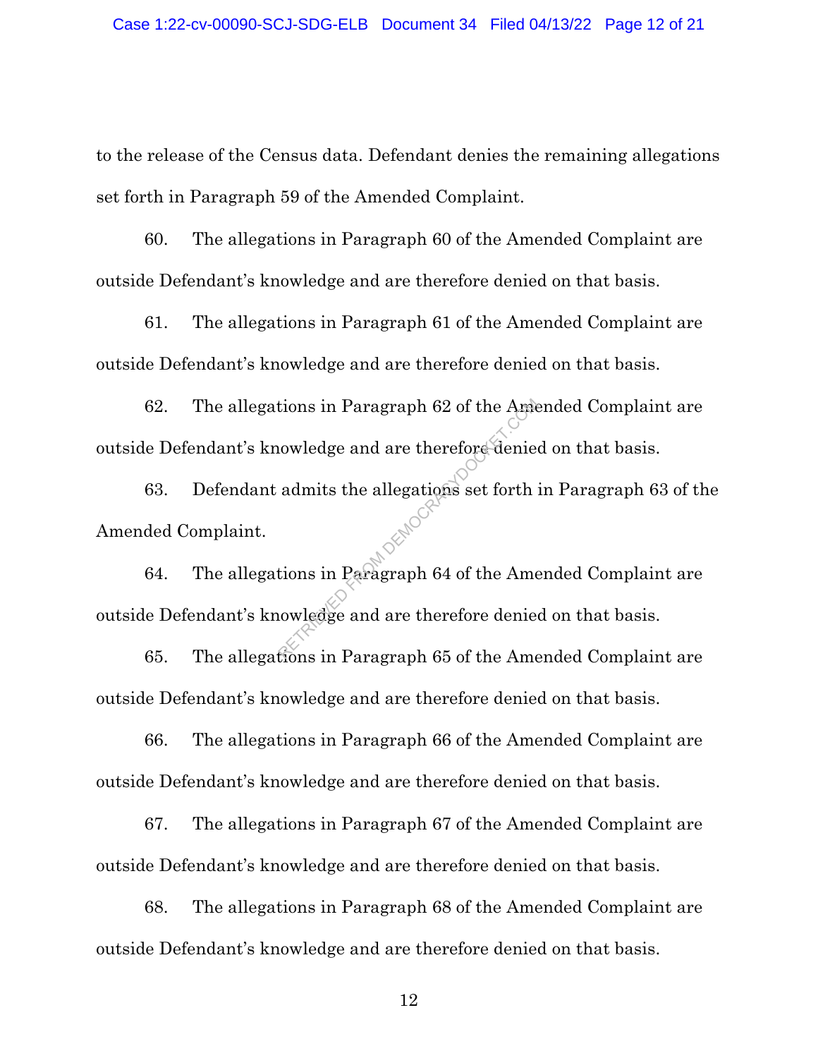to the release of the Census data. Defendant denies the remaining allegations set forth in Paragraph 59 of the Amended Complaint.

60. The allegations in Paragraph 60 of the Amended Complaint are outside Defendant's knowledge and are therefore denied on that basis.

61. The allegations in Paragraph 61 of the Amended Complaint are outside Defendant's knowledge and are therefore denied on that basis.

62. The allegations in Paragraph 62 of the Amended Complaint are outside Defendant's knowledge and are therefore denied on that basis.

63. Defendant admits the allegations set forth in Paragraph 63 of the Amended Complaint.

64. The allegations in Paragraph 64 of the Amended Complaint are outside Defendant's knowledge and are therefore denied on that basis.

65. The allegations in Paragraph 65 of the Amended Complaint are outside Defendant's knowledge and are therefore denied on that basis.

66. The allegations in Paragraph 66 of the Amended Complaint are outside Defendant's knowledge and are therefore denied on that basis.

67. The allegations in Paragraph 67 of the Amended Complaint are outside Defendant's knowledge and are therefore denied on that basis.

68. The allegations in Paragraph 68 of the Amended Complaint are outside Defendant's knowledge and are therefore denied on that basis.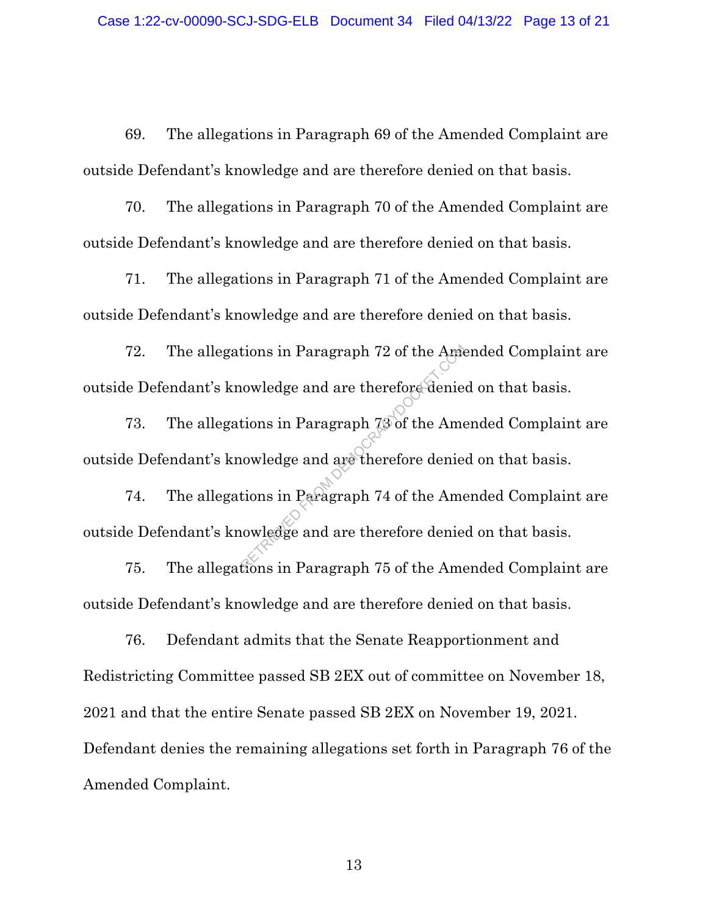69. The allegations in Paragraph 69 of the Amended Complaint are outside Defendant's knowledge and are therefore denied on that basis.

70. The allegations in Paragraph 70 of the Amended Complaint are outside Defendant's knowledge and are therefore denied on that basis.

71. The allegations in Paragraph 71 of the Amended Complaint are outside Defendant's knowledge and are therefore denied on that basis.

72. The allegations in Paragraph 72 of the Amended Complaint are outside Defendant's knowledge and are therefore denied on that basis.

73. The allegations in Paragraph 73 of the Amended Complaint are outside Defendant's knowledge and are therefore denied on that basis.

74. The allegations in Paragraph 74 of the Amended Complaint are outside Defendant's knowledge and are therefore denied on that basis.

75. The allegations in Paragraph 75 of the Amended Complaint are outside Defendant's knowledge and are therefore denied on that basis.

76. Defendant admits that the Senate Reapportionment and Redistricting Committee passed SB 2EX out of committee on November 18, 2021 and that the entire Senate passed SB 2EX on November 19, 2021. Defendant denies the remaining allegations set forth in Paragraph 76 of the Amended Complaint.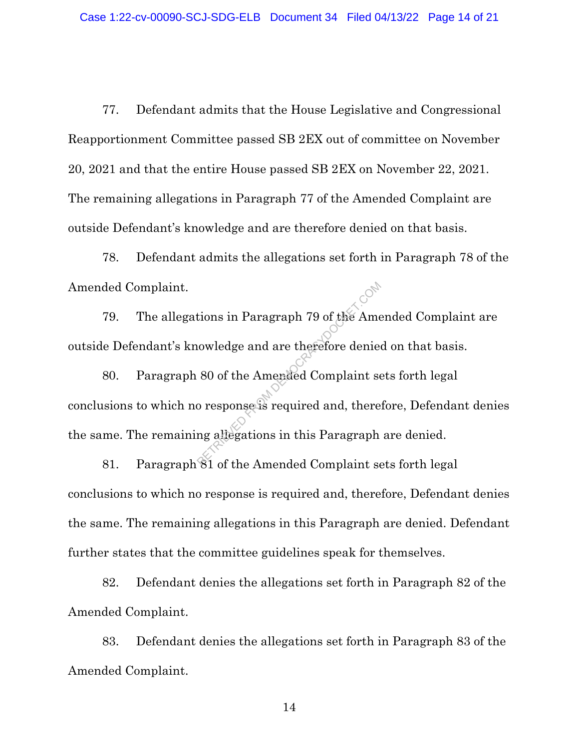77. Defendant admits that the House Legislative and Congressional Reapportionment Committee passed SB 2EX out of committee on November 20, 2021 and that the entire House passed SB 2EX on November 22, 2021. The remaining allegations in Paragraph 77 of the Amended Complaint are outside Defendant's knowledge and are therefore denied on that basis.

78. Defendant admits the allegations set forth in Paragraph 78 of the Amended Complaint.

79. The allegations in Paragraph 79 of the Amended Complaint are outside Defendant's knowledge and are therefore denied on that basis.

80. Paragraph 80 of the Amended Complaint sets forth legal conclusions to which no response is required and, therefore, Defendant denies the same. The remaining allegations in this Paragraph are denied.

81. Paragraph 81 of the Amended Complaint sets forth legal conclusions to which no response is required and, therefore, Defendant denies the same. The remaining allegations in this Paragraph are denied. Defendant further states that the committee guidelines speak for themselves.

82. Defendant denies the allegations set forth in Paragraph 82 of the Amended Complaint.

83. Defendant denies the allegations set forth in Paragraph 83 of the Amended Complaint.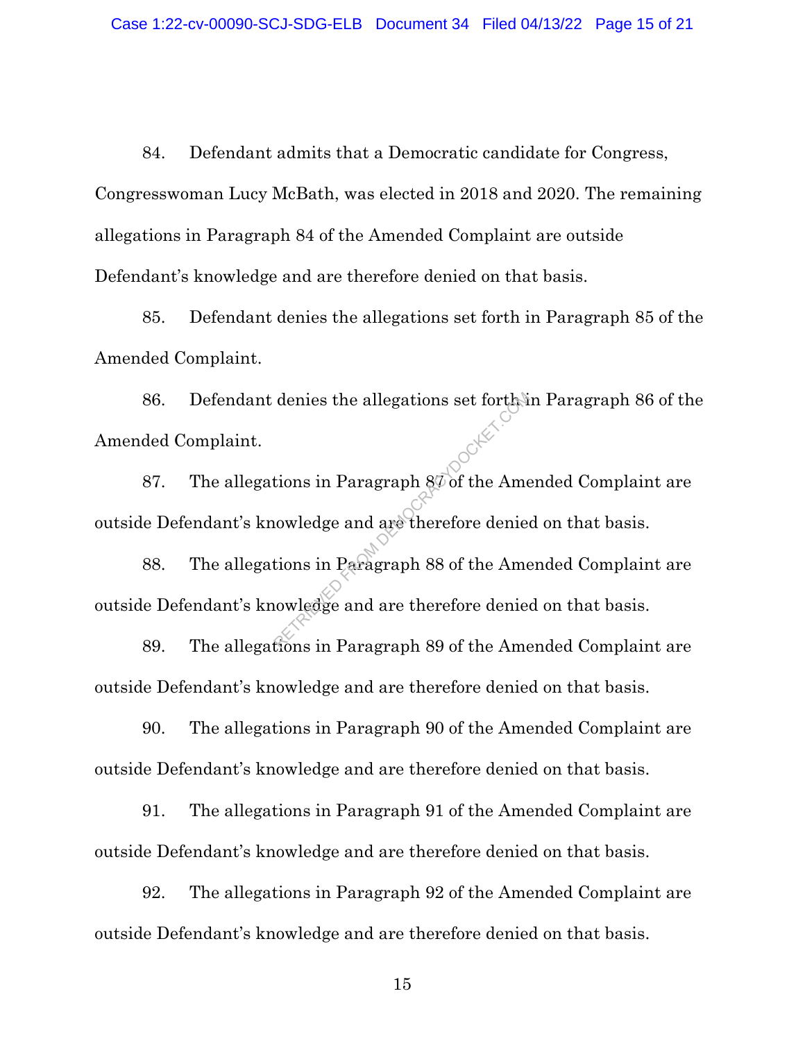84. Defendant admits that a Democratic candidate for Congress, Congresswoman Lucy McBath, was elected in 2018 and 2020. The remaining allegations in Paragraph 84 of the Amended Complaint are outside Defendant's knowledge and are therefore denied on that basis.

85. Defendant denies the allegations set forth in Paragraph 85 of the Amended Complaint.

86. Defendant denies the allegations set forth in Paragraph 86 of the Amended Complaint.

87. The allegations in Paragraph 87 of the Amended Complaint are outside Defendant's knowledge and are therefore denied on that basis.

88. The allegations in Paragraph 88 of the Amended Complaint are outside Defendant's knowledge and are therefore denied on that basis.

89. The allegations in Paragraph 89 of the Amended Complaint are outside Defendant's knowledge and are therefore denied on that basis.

90. The allegations in Paragraph 90 of the Amended Complaint are outside Defendant's knowledge and are therefore denied on that basis.

91. The allegations in Paragraph 91 of the Amended Complaint are outside Defendant's knowledge and are therefore denied on that basis.

92. The allegations in Paragraph 92 of the Amended Complaint are outside Defendant's knowledge and are therefore denied on that basis.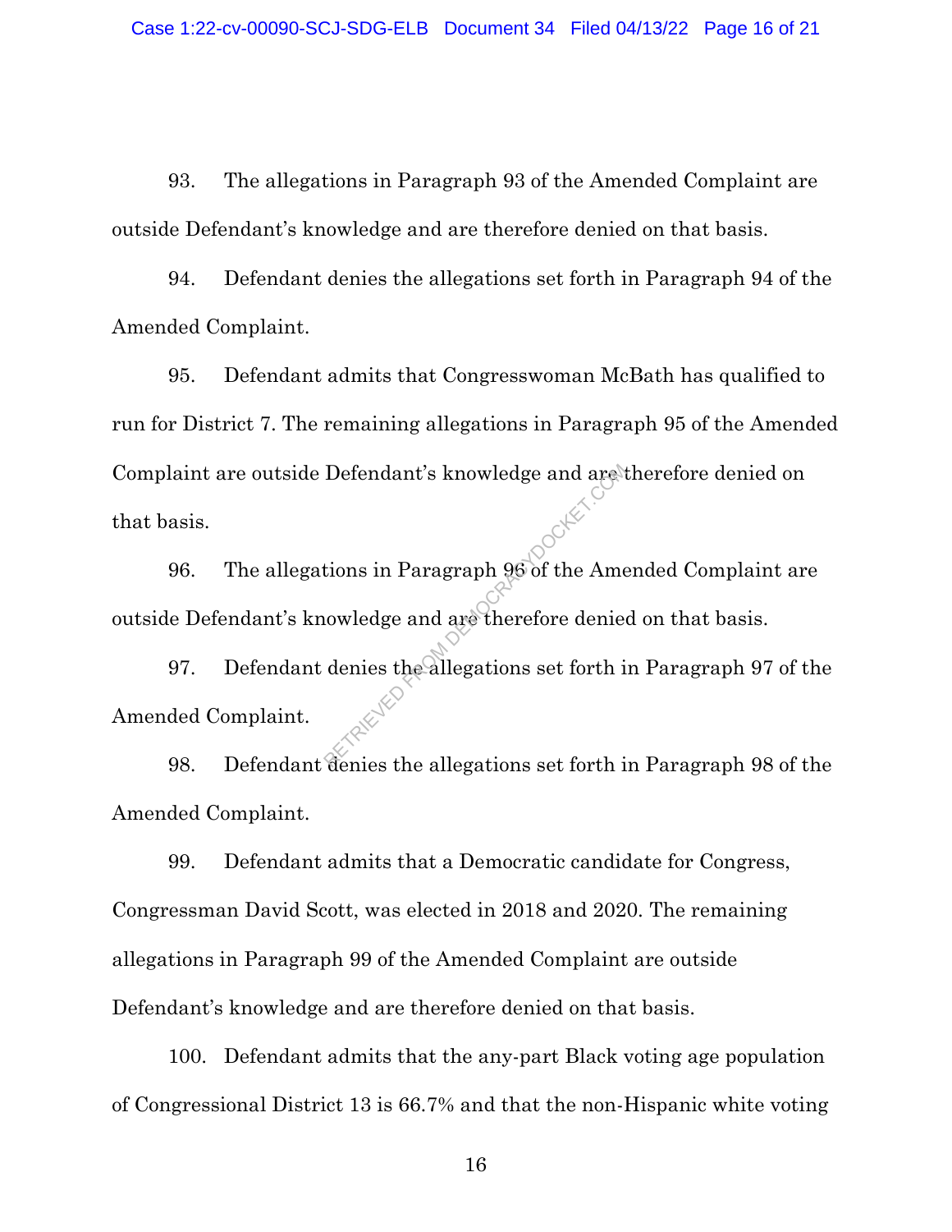93. The allegations in Paragraph 93 of the Amended Complaint are outside Defendant's knowledge and are therefore denied on that basis.

94. Defendant denies the allegations set forth in Paragraph 94 of the Amended Complaint.

95. Defendant admits that Congresswoman McBath has qualified to run for District 7. The remaining allegations in Paragraph 95 of the Amended Complaint are outside Defendant's knowledge and are therefore denied on that basis.

96. The allegations in Paragraph 96 of the Amended Complaint are outside Defendant's knowledge and are therefore denied on that basis.

97. Defendant denies the allegations set forth in Paragraph 97 of the Amended Complaint.

98. Defendant denies the allegations set forth in Paragraph 98 of the Amended Complaint.

99. Defendant admits that a Democratic candidate for Congress, Congressman David Scott, was elected in 2018 and 2020. The remaining allegations in Paragraph 99 of the Amended Complaint are outside Defendant's knowledge and are therefore denied on that basis.

100. Defendant admits that the any-part Black voting age population of Congressional District 13 is 66.7% and that the non-Hispanic white voting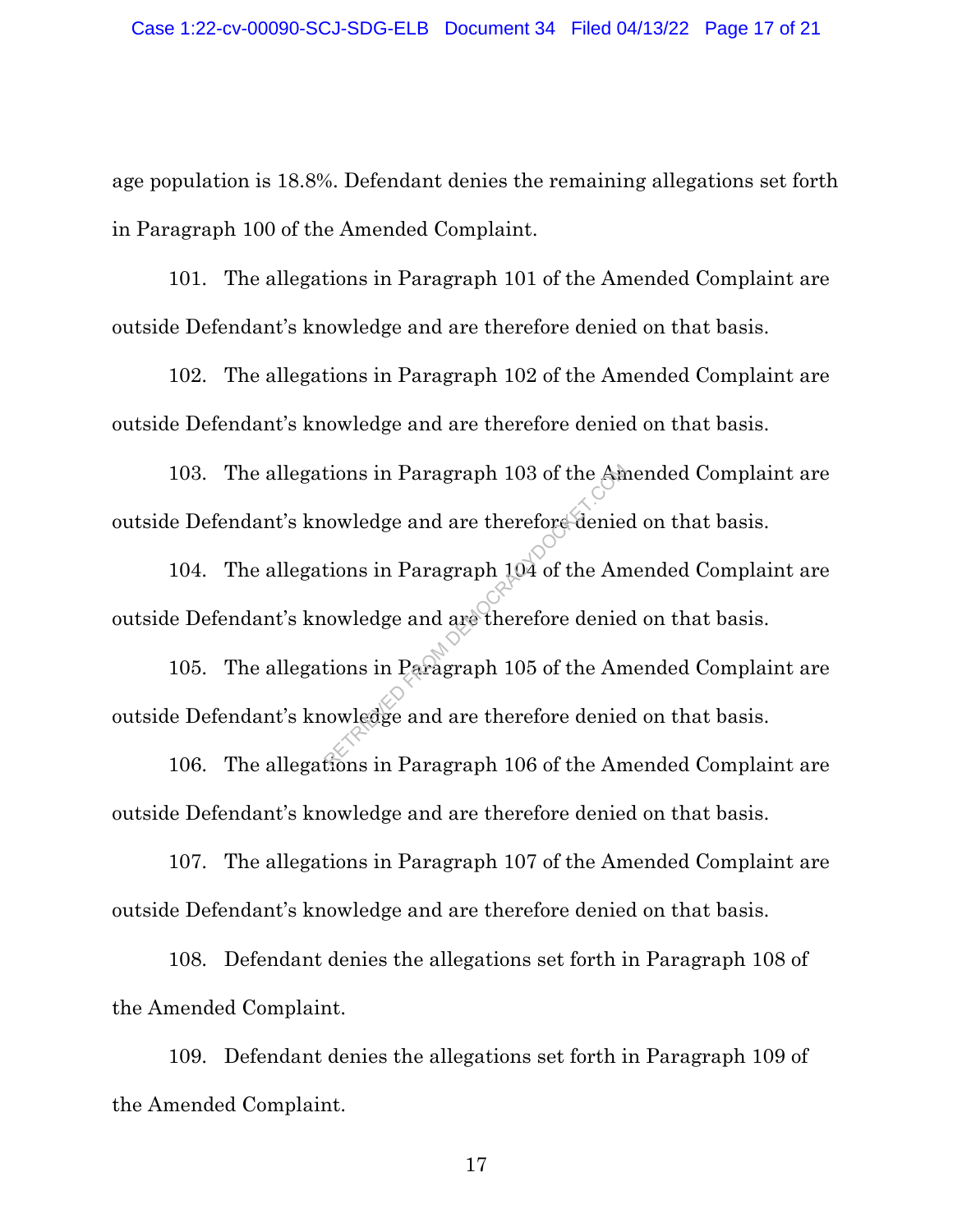age population is 18.8%. Defendant denies the remaining allegations set forth in Paragraph 100 of the Amended Complaint.

101. The allegations in Paragraph 101 of the Amended Complaint are outside Defendant's knowledge and are therefore denied on that basis.

102. The allegations in Paragraph 102 of the Amended Complaint are outside Defendant's knowledge and are therefore denied on that basis.

103. The allegations in Paragraph 103 of the Amended Complaint are outside Defendant's knowledge and are therefore denied on that basis.

104. The allegations in Paragraph 104 of the Amended Complaint are outside Defendant's knowledge and are therefore denied on that basis.

105. The allegations in Paragraph 105 of the Amended Complaint are outside Defendant's knowledge and are therefore denied on that basis.

106. The allegations in Paragraph 106 of the Amended Complaint are outside Defendant's knowledge and are therefore denied on that basis.

107. The allegations in Paragraph 107 of the Amended Complaint are outside Defendant's knowledge and are therefore denied on that basis.

108. Defendant denies the allegations set forth in Paragraph 108 of the Amended Complaint.

109. Defendant denies the allegations set forth in Paragraph 109 of the Amended Complaint.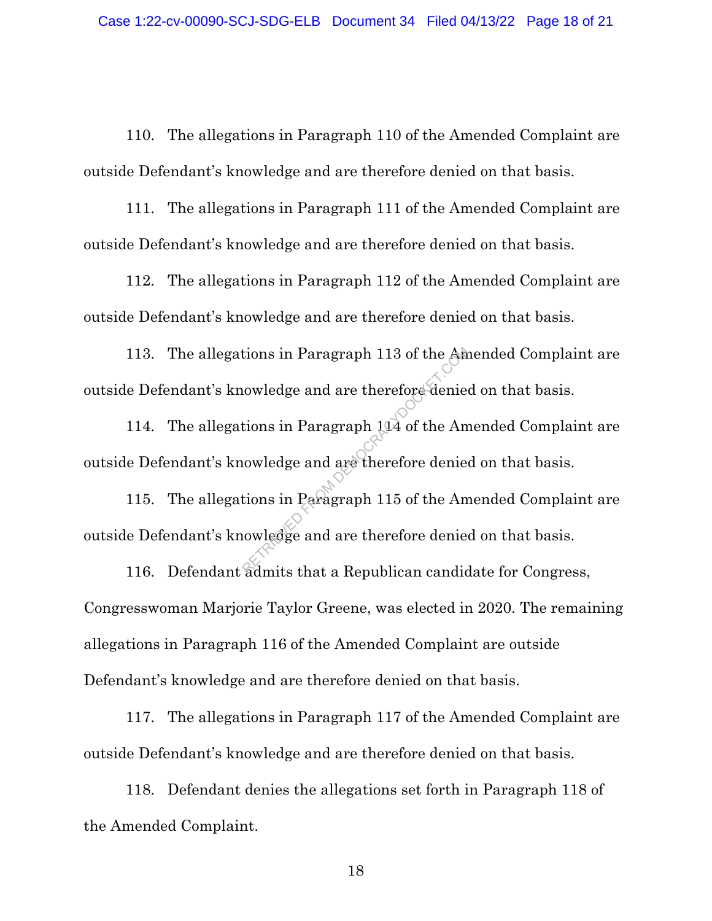110. The allegations in Paragraph 110 of the Amended Complaint are outside Defendant's knowledge and are therefore denied on that basis.

111. The allegations in Paragraph 111 of the Amended Complaint are outside Defendant's knowledge and are therefore denied on that basis.

112. The allegations in Paragraph 112 of the Amended Complaint are outside Defendant's knowledge and are therefore denied on that basis.

113. The allegations in Paragraph 113 of the Amended Complaint are outside Defendant's knowledge and are therefore denied on that basis.

114. The allegations in Paragraph 114 of the Amended Complaint are outside Defendant's knowledge and are therefore denied on that basis.

115. The allegations in Paragraph 115 of the Amended Complaint are outside Defendant's knowledge and are therefore denied on that basis.

116. Defendant admits that a Republican candidate for Congress, Congresswoman Marjorie Taylor Greene, was elected in 2020. The remaining allegations in Paragraph 116 of the Amended Complaint are outside Defendant's knowledge and are therefore denied on that basis.

117. The allegations in Paragraph 117 of the Amended Complaint are outside Defendant's knowledge and are therefore denied on that basis.

118. Defendant denies the allegations set forth in Paragraph 118 of the Amended Complaint.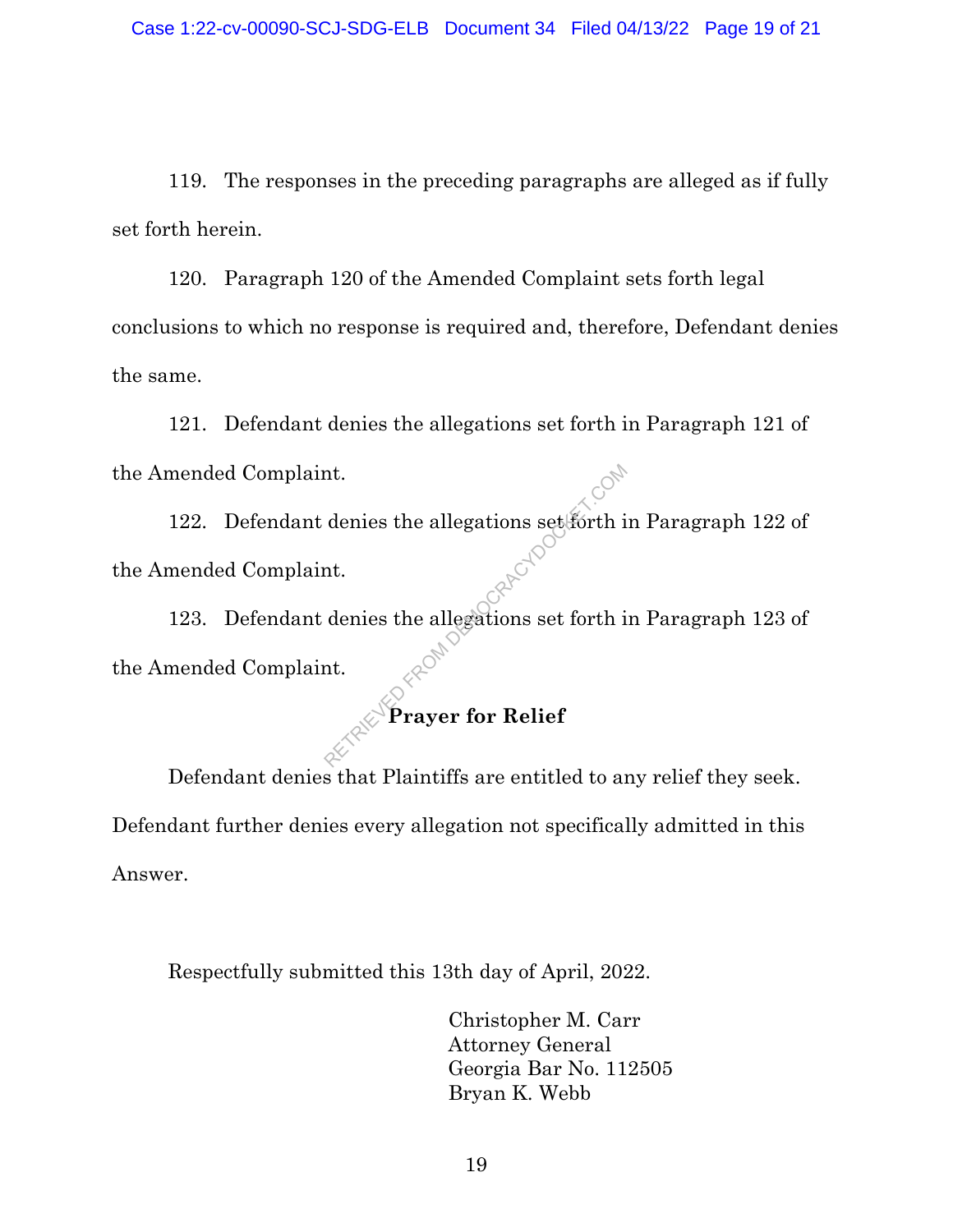119. The responses in the preceding paragraphs are alleged as if fully set forth herein.

120. Paragraph 120 of the Amended Complaint sets forth legal conclusions to which no response is required and, therefore, Defendant denies the same.

121. Defendant denies the allegations set forth in Paragraph 121 of the Amended Complaint.

122. Defendant denies the allegations set forth in Paragraph 122 of the Amended Complaint.

123. Defendant denies the allegations set forth in Paragraph 123 of the Amended Complaint.

**Prayer for Relief**

Defendant denies that Plaintiffs are entitled to any relief they seek. Defendant further denies every allegation not specifically admitted in this Answer.

Respectfully submitted this 13th day of April, 2022.

Christopher M. Carr
Attorney General
Georgia Bar No. 112505
Bryan K. Webb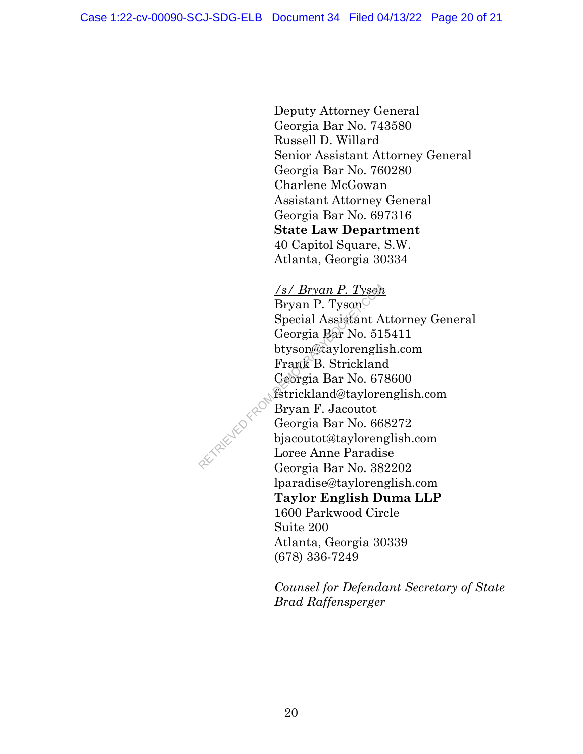Deputy Attorney General
Georgia Bar No. 743580
Russell D. Willard
Senior Assistant Attorney General
Georgia Bar No. 760280
Charlene McGowan
Assistant Attorney General
Georgia Bar No. 697316
**State Law Department**
40 Capitol Square, S.W.
Atlanta, Georgia 30334

*/s/ Bryan P. Tyson*
Bryan P. Tyson
Special Assistant Attorney General
Georgia Bar No. 515411
btyson@taylorenglish.com
Frank B. Strickland
Georgia Bar No. 678600
fstrickland@taylorenglish.com
Bryan F. Jacoutot
Georgia Bar No. 668272
bjacoutot@taylorenglish.com
Loree Anne Paradise
Georgia Bar No. 382202
lparadise@taylorenglish.com
**Taylor English Duma LLP**
1600 Parkwood Circle
Suite 200
Atlanta, Georgia 30339
(678) 336-7249

*Counsel for Defendant Secretary of State Brad Raffensperger*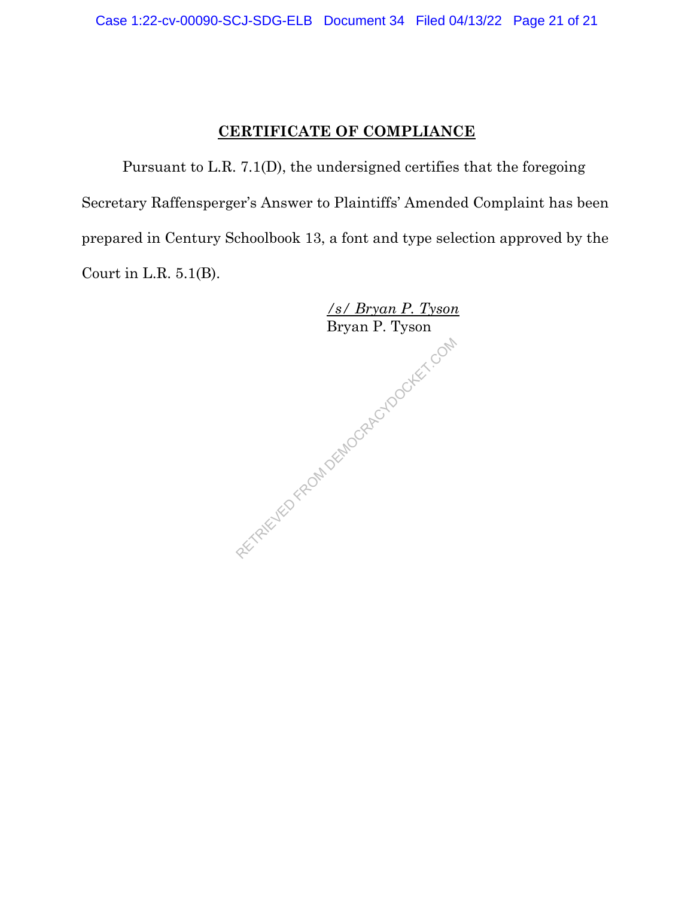## CERTIFICATE OF COMPLIANCE

Pursuant to L.R. 7.1(D), the undersigned certifies that the foregoing Secretary Raffensperger's Answer to Plaintiffs' Amended Complaint has been prepared in Century Schoolbook 13, a font and type selection approved by the Court in L.R. 5.1(B).

*/s/ Bryan P. Tyson*
Bryan P. Tyson